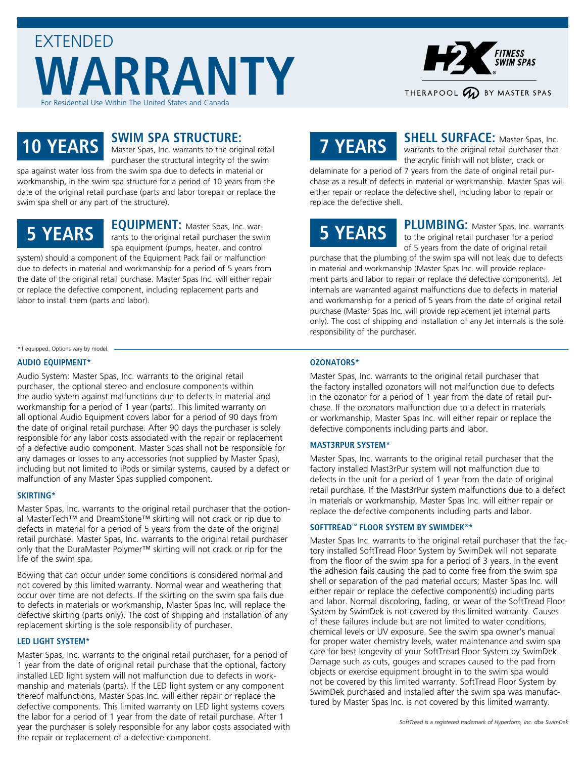# EXTENDED WARRANTY

For Residential Use Within The United States and Canada

H2X FITNESS SWIM SPAS
THERAPOOL BY MASTER SPAS

## 10 YEARS

### SWIM SPA STRUCTURE:

Master Spas, Inc. warrants to the original retail purchaser the structural integrity of the swim spa against water loss from the swim spa due to defects in material or workmanship, in the swim spa structure for a period of 10 years from the date of the original retail purchase (parts and labor torepair or replace the swim spa shell or any part of the structure).

## 5 YEARS

### EQUIPMENT:

Master Spas, Inc. warrants to the original retail purchaser the swim spa equipment (pumps, heater, and control system) should a component of the Equipment Pack fail or malfunction due to defects in material and workmanship for a period of 5 years from the date of the original retail purchase. Master Spas Inc. will either repair or replace the defective component, including replacement parts and labor to install them (parts and labor).

## 7 YEARS

### SHELL SURFACE:

Master Spas, Inc. warrants to the original retail purchaser that the acrylic finish will not blister, crack or delaminate for a period of 7 years from the date of original retail purchase as a result of defects in material or workmanship. Master Spas will either repair or replace the defective shell, including labor to repair or replace the defective shell.

## 5 YEARS

### PLUMBING:

Master Spas, Inc. warrants to the original retail purchaser for a period of 5 years from the date of original retail purchase that the plumbing of the swim spa will not leak due to defects in material and workmanship (Master Spas Inc. will provide replacement parts and labor to repair or replace the defective components). Jet internals are warranted against malfunctions due to defects in material and workmanship for a period of 5 years from the date of original retail purchase (Master Spas Inc. will provide replacement jet internal parts only). The cost of shipping and installation of any Jet internals is the sole responsibility of the purchaser.

*If equipped. Options vary by model.

#### AUDIO EQUIPMENT*

Audio System: Master Spas, Inc. warrants to the original retail purchaser, the optional stereo and enclosure components within the audio system against malfunctions due to defects in material and workmanship for a period of 1 year (parts). This limited warranty on all optional Audio Equipment covers labor for a period of 90 days from the date of original retail purchase. After 90 days the purchaser is solely responsible for any labor costs associated with the repair or replacement of a defective audio component. Master Spas shall not be responsible for any damages or losses to any accessories (not supplied by Master Spas), including but not limited to iPods or similar systems, caused by a defect or malfunction of any Master Spas supplied component.

#### SKIRTING*

Master Spas, Inc. warrants to the original retail purchaser that the optional MasterTech™ and DreamStone™ skirting will not crack or rip due to defects in material for a period of 5 years from the date of the original retail purchase. Master Spas, Inc. warrants to the original retail purchaser only that the DuraMaster Polymer™ skirting will not crack or rip for the life of the swim spa.

Bowing that can occur under some conditions is considered normal and not covered by this limited warranty. Normal wear and weathering that occur over time are not defects. If the skirting on the swim spa fails due to defects in materials or workmanship, Master Spas Inc. will replace the defective skirting (parts only). The cost of shipping and installation of any replacement skirting is the sole responsibility of purchaser.

#### LED LIGHT SYSTEM*

Master Spas, Inc. warrants to the original retail purchaser, for a period of 1 year from the date of original retail purchase that the optional, factory installed LED light system will not malfunction due to defects in workmanship and materials (parts). If the LED light system or any component thereof malfunctions, Master Spas Inc. will either repair or replace the defective components. This limited warranty on LED light systems covers the labor for a period of 1 year from the date of retail purchase. After 1 year the purchaser is solely responsible for any labor costs associated with the repair or replacement of a defective component.

#### OZONATORS*

Master Spas, Inc. warrants to the original retail purchaser that the factory installed ozonators will not malfunction due to defects in the ozonator for a period of 1 year from the date of retail purchase. If the ozonators malfunction due to a defect in materials or workmanship, Master Spas Inc. will either repair or replace the defective components including parts and labor.

#### MAST3RPUR SYSTEM*

Master Spas, Inc. warrants to the original retail purchaser that the factory installed Mast3rPur system will not malfunction due to defects in the unit for a period of 1 year from the date of original retail purchase. If the Mast3rPur system malfunctions due to a defect in materials or workmanship, Master Spas Inc. will either repair or replace the defective components including parts and labor.

#### SOFTTREAD™ FLOOR SYSTEM BY SWIMDEK®*

Master Spas Inc. warrants to the original retail purchaser that the factory installed SoftTread Floor System by SwimDek will not separate from the floor of the swim spa for a period of 3 years. In the event the adhesion fails causing the pad to come free from the swim spa shell or separation of the pad material occurs; Master Spas Inc. will either repair or replace the defective component(s) including parts and labor. Normal discoloring, fading, or wear of the SoftTread Floor System by SwimDek is not covered by this limited warranty. Causes of these failures include but are not limited to water conditions, chemical levels or UV exposure. See the swim spa owner's manual for proper water chemistry levels, water maintenance and swim spa care for best longevity of your SoftTread Floor System by SwimDek. Damage such as cuts, gouges and scrapes caused to the pad from objects or exercise equipment brought in to the swim spa would not be covered by this limited warranty. SoftTread Floor System by SwimDek purchased and installed after the swim spa was manufactured by Master Spas Inc. is not covered by this limited warranty.

*SoftTread is a registered trademark of Hyperform, Inc. dba SwimDek*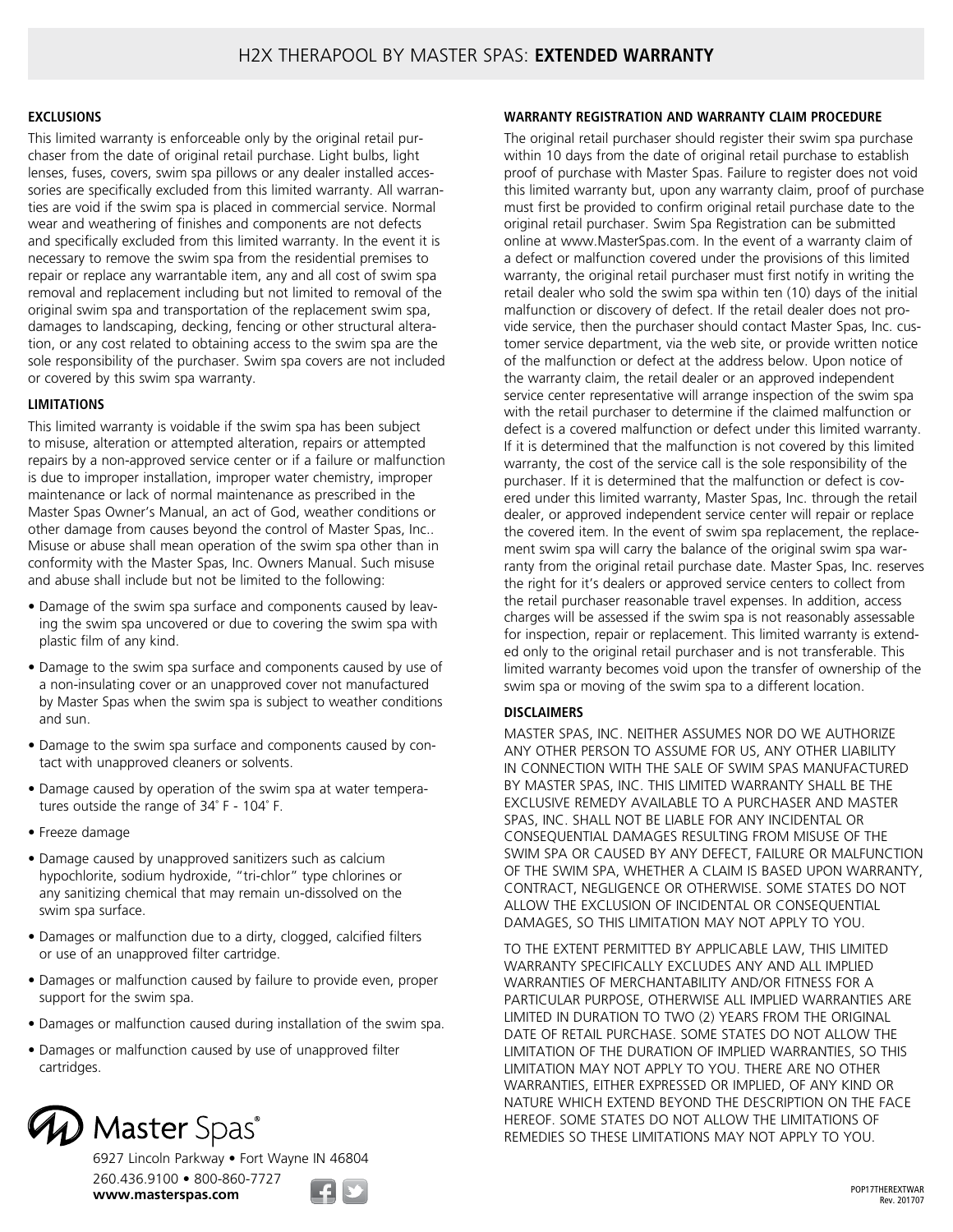# H2X THERAPOOL BY MASTER SPAS: **EXTENDED WARRANTY**

## EXCLUSIONS

This limited warranty is enforceable only by the original retail purchaser from the date of original retail purchase. Light bulbs, light lenses, fuses, covers, swim spa pillows or any dealer installed accessories are specifically excluded from this limited warranty. All warranties are void if the swim spa is placed in commercial service. Normal wear and weathering of finishes and components are not defects and specifically excluded from this limited warranty. In the event it is necessary to remove the swim spa from the residential premises to repair or replace any warrantable item, any and all cost of swim spa removal and replacement including but not limited to removal of the original swim spa and transportation of the replacement swim spa, damages to landscaping, decking, fencing or other structural alteration, or any cost related to obtaining access to the swim spa are the sole responsibility of the purchaser. Swim spa covers are not included or covered by this swim spa warranty.

## LIMITATIONS

This limited warranty is voidable if the swim spa has been subject to misuse, alteration or attempted alteration, repairs or attempted repairs by a non-approved service center or if a failure or malfunction is due to improper installation, improper water chemistry, improper maintenance or lack of normal maintenance as prescribed in the Master Spas Owner's Manual, an act of God, weather conditions or other damage from causes beyond the control of Master Spas, Inc.. Misuse or abuse shall mean operation of the swim spa other than in conformity with the Master Spas, Inc. Owners Manual. Such misuse and abuse shall include but not be limited to the following:

- Damage of the swim spa surface and components caused by leaving the swim spa uncovered or due to covering the swim spa with plastic film of any kind.
- Damage to the swim spa surface and components caused by use of a non-insulating cover or an unapproved cover not manufactured by Master Spas when the swim spa is subject to weather conditions and sun.
- Damage to the swim spa surface and components caused by contact with unapproved cleaners or solvents.
- Damage caused by operation of the swim spa at water temperatures outside the range of 34˚ F - 104˚ F.
- Freeze damage
- Damage caused by unapproved sanitizers such as calcium hypochlorite, sodium hydroxide, "tri-chlor" type chlorines or any sanitizing chemical that may remain un-dissolved on the swim spa surface.
- Damages or malfunction due to a dirty, clogged, calcified filters or use of an unapproved filter cartridge.
- Damages or malfunction caused by failure to provide even, proper support for the swim spa.
- Damages or malfunction caused during installation of the swim spa.
- Damages or malfunction caused by use of unapproved filter cartridges.

Master Spas®

6927 Lincoln Parkway • Fort Wayne IN 46804

260.436.9100 • 800-860-7727

**www.masterspas.com**

## WARRANTY REGISTRATION AND WARRANTY CLAIM PROCEDURE

The original retail purchaser should register their swim spa purchase within 10 days from the date of original retail purchase to establish proof of purchase with Master Spas. Failure to register does not void this limited warranty but, upon any warranty claim, proof of purchase must first be provided to confirm original retail purchase date to the original retail purchaser. Swim Spa Registration can be submitted online at www.MasterSpas.com. In the event of a warranty claim of a defect or malfunction covered under the provisions of this limited warranty, the original retail purchaser must first notify in writing the retail dealer who sold the swim spa within ten (10) days of the initial malfunction or discovery of defect. If the retail dealer does not provide service, then the purchaser should contact Master Spas, Inc. customer service department, via the web site, or provide written notice of the malfunction or defect at the address below. Upon notice of the warranty claim, the retail dealer or an approved independent service center representative will arrange inspection of the swim spa with the retail purchaser to determine if the claimed malfunction or defect is a covered malfunction or defect under this limited warranty. If it is determined that the malfunction is not covered by this limited warranty, the cost of the service call is the sole responsibility of the purchaser. If it is determined that the malfunction or defect is covered under this limited warranty, Master Spas, Inc. through the retail dealer, or approved independent service center will repair or replace the covered item. In the event of swim spa replacement, the replacement swim spa will carry the balance of the original swim spa warranty from the original retail purchase date. Master Spas, Inc. reserves the right for it's dealers or approved service centers to collect from the retail purchaser reasonable travel expenses. In addition, access charges will be assessed if the swim spa is not reasonably assessable for inspection, repair or replacement. This limited warranty is extended only to the original retail purchaser and is not transferable. This limited warranty becomes void upon the transfer of ownership of the swim spa or moving of the swim spa to a different location.

## DISCLAIMERS

MASTER SPAS, INC. NEITHER ASSUMES NOR DO WE AUTHORIZE ANY OTHER PERSON TO ASSUME FOR US, ANY OTHER LIABILITY IN CONNECTION WITH THE SALE OF SWIM SPAS MANUFACTURED BY MASTER SPAS, INC. THIS LIMITED WARRANTY SHALL BE THE EXCLUSIVE REMEDY AVAILABLE TO A PURCHASER AND MASTER SPAS, INC. SHALL NOT BE LIABLE FOR ANY INCIDENTAL OR CONSEQUENTIAL DAMAGES RESULTING FROM MISUSE OF THE SWIM SPA OR CAUSED BY ANY DEFECT, FAILURE OR MALFUNCTION OF THE SWIM SPA, WHETHER A CLAIM IS BASED UPON WARRANTY, CONTRACT, NEGLIGENCE OR OTHERWISE. SOME STATES DO NOT ALLOW THE EXCLUSION OF INCIDENTAL OR CONSEQUENTIAL DAMAGES, SO THIS LIMITATION MAY NOT APPLY TO YOU.

TO THE EXTENT PERMITTED BY APPLICABLE LAW, THIS LIMITED WARRANTY SPECIFICALLY EXCLUDES ANY AND ALL IMPLIED WARRANTIES OF MERCHANTABILITY AND/OR FITNESS FOR A PARTICULAR PURPOSE, OTHERWISE ALL IMPLIED WARRANTIES ARE LIMITED IN DURATION TO TWO (2) YEARS FROM THE ORIGINAL DATE OF RETAIL PURCHASE. SOME STATES DO NOT ALLOW THE LIMITATION OF THE DURATION OF IMPLIED WARRANTIES, SO THIS LIMITATION MAY NOT APPLY TO YOU. THERE ARE NO OTHER WARRANTIES, EITHER EXPRESSED OR IMPLIED, OF ANY KIND OR NATURE WHICH EXTEND BEYOND THE DESCRIPTION ON THE FACE HEREOF. SOME STATES DO NOT ALLOW THE LIMITATIONS OF REMEDIES SO THESE LIMITATIONS MAY NOT APPLY TO YOU.

POP17THEREXTWAR
Rev. 201707